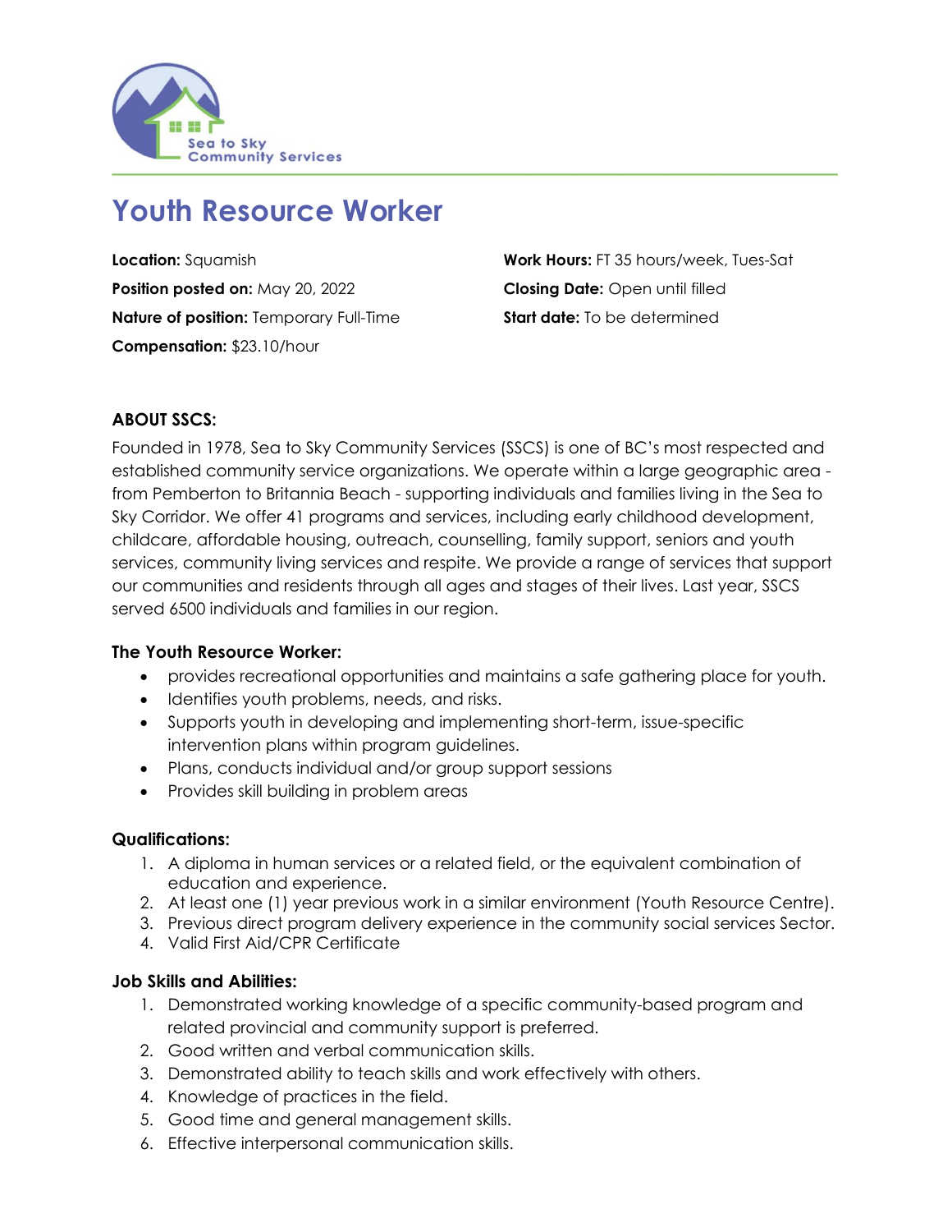Sea to Sky Community Services

# Youth Resource Worker

**Location:** Squamish
**Position posted on:** May 20, 2022
**Nature of position:** Temporary Full-Time
**Compensation:** $23.10/hour

**Work Hours:** FT 35 hours/week, Tues-Sat
**Closing Date:** Open until filled
**Start date:** To be determined

## ABOUT SSCS:

Founded in 1978, Sea to Sky Community Services (SSCS) is one of BC's most respected and established community service organizations. We operate within a large geographic area - from Pemberton to Britannia Beach - supporting individuals and families living in the Sea to Sky Corridor. We offer 41 programs and services, including early childhood development, childcare, affordable housing, outreach, counselling, family support, seniors and youth services, community living services and respite. We provide a range of services that support our communities and residents through all ages and stages of their lives. Last year, SSCS served 6500 individuals and families in our region.

### The Youth Resource Worker:

- provides recreational opportunities and maintains a safe gathering place for youth.
- Identifies youth problems, needs, and risks.
- Supports youth in developing and implementing short-term, issue-specific intervention plans within program guidelines.
- Plans, conducts individual and/or group support sessions
- Provides skill building in problem areas

### Qualifications:

1. A diploma in human services or a related field, or the equivalent combination of education and experience.
2. At least one (1) year previous work in a similar environment (Youth Resource Centre).
3. Previous direct program delivery experience in the community social services Sector.
4. Valid First Aid/CPR Certificate

### Job Skills and Abilities:

1. Demonstrated working knowledge of a specific community-based program and related provincial and community support is preferred.
2. Good written and verbal communication skills.
3. Demonstrated ability to teach skills and work effectively with others.
4. Knowledge of practices in the field.
5. Good time and general management skills.
6. Effective interpersonal communication skills.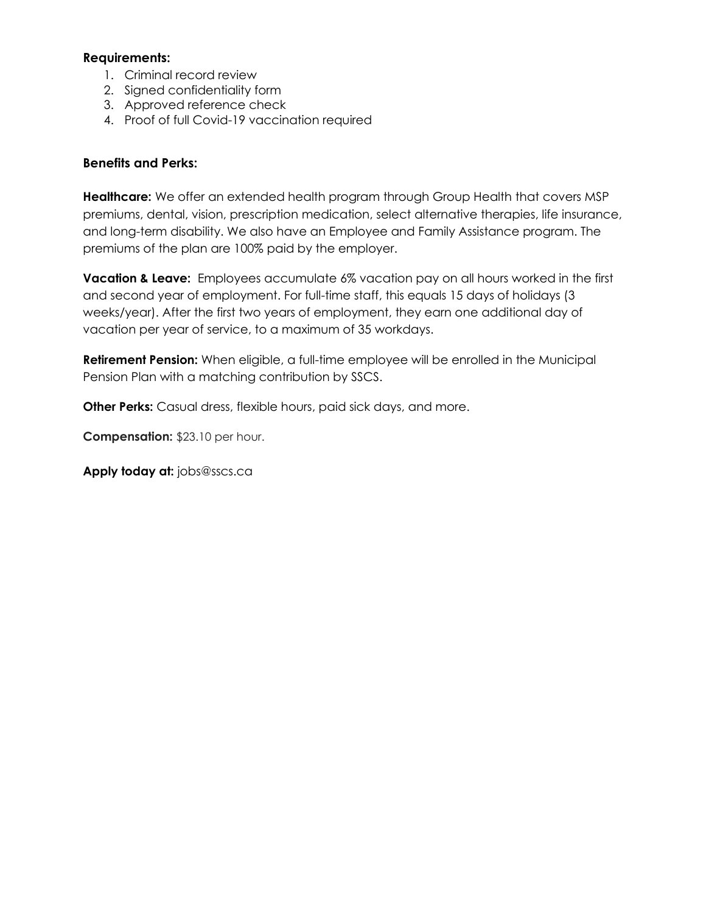**Requirements:**

1. Criminal record review
2. Signed confidentiality form
3. Approved reference check
4. Proof of full Covid-19 vaccination required

**Benefits and Perks:**

**Healthcare:** We offer an extended health program through Group Health that covers MSP premiums, dental, vision, prescription medication, select alternative therapies, life insurance, and long-term disability. We also have an Employee and Family Assistance program. The premiums of the plan are 100% paid by the employer.

**Vacation & Leave:** Employees accumulate 6% vacation pay on all hours worked in the first and second year of employment. For full-time staff, this equals 15 days of holidays (3 weeks/year). After the first two years of employment, they earn one additional day of vacation per year of service, to a maximum of 35 workdays.

**Retirement Pension:** When eligible, a full-time employee will be enrolled in the Municipal Pension Plan with a matching contribution by SSCS.

**Other Perks:** Casual dress, flexible hours, paid sick days, and more.

**Compensation:** $23.10 per hour.

**Apply today at:** jobs@sscs.ca